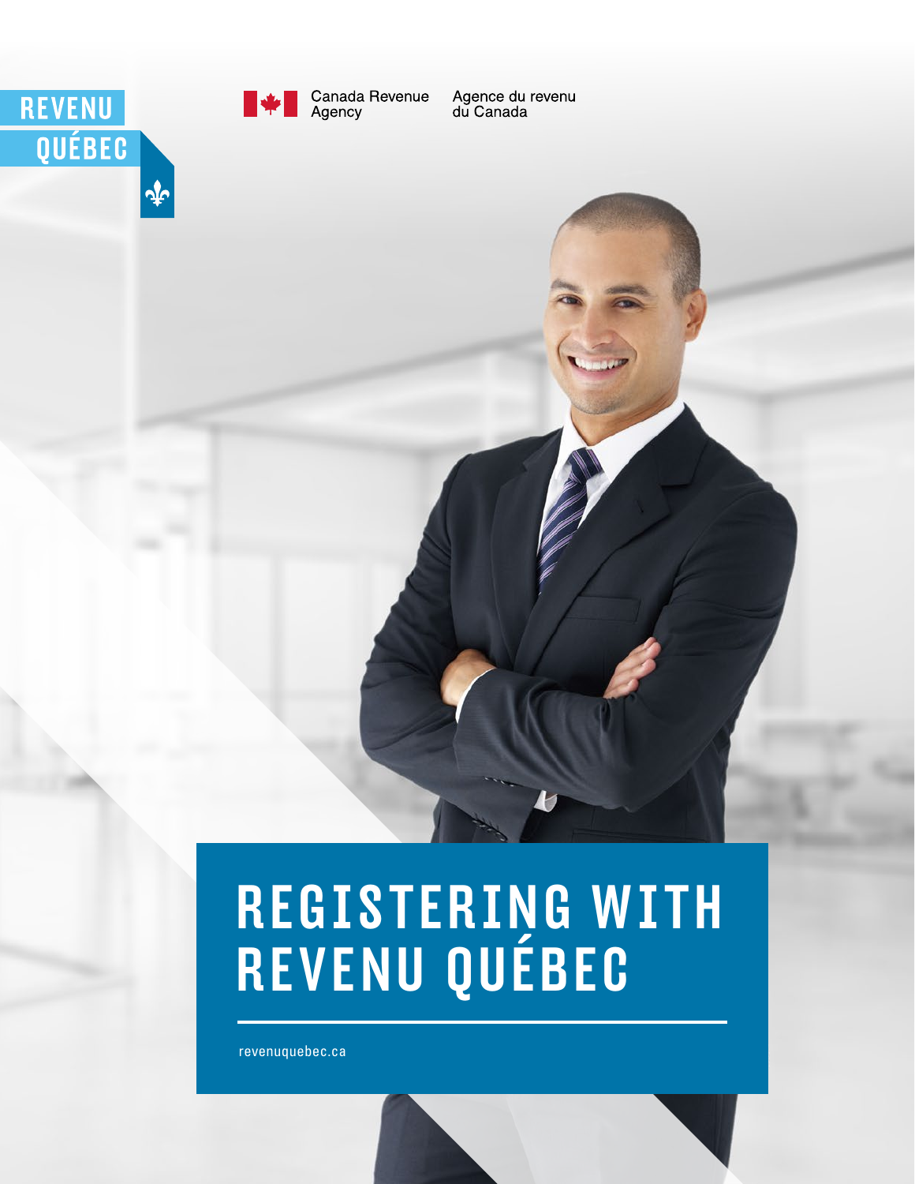REVENU QUÉBEC

Canada Revenue Agency | Agence du revenu du Canada

# REGISTERING WITH REVENU QUÉBEC

revenuquebec.ca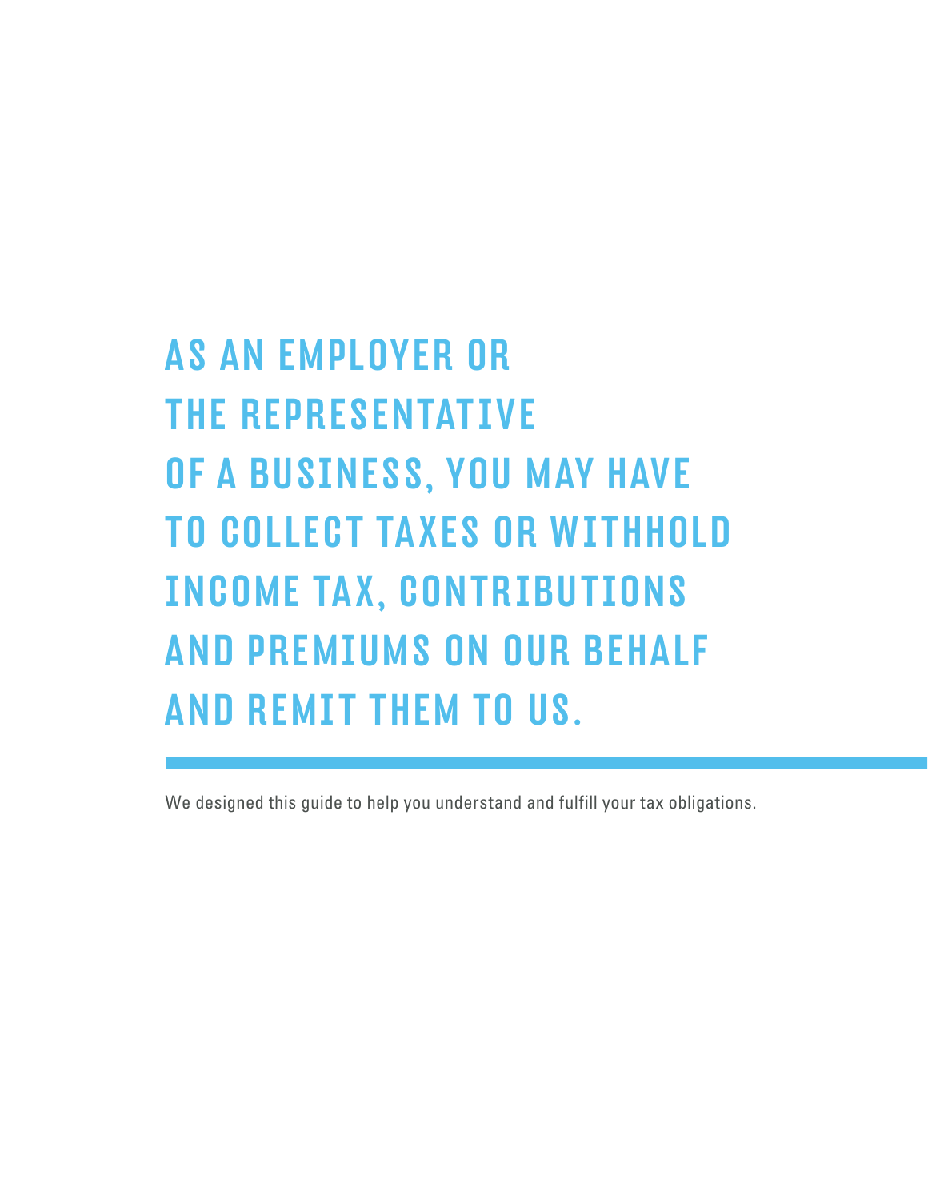# AS AN EMPLOYER OR THE REPRESENTATIVE OF A BUSINESS, YOU MAY HAVE TO COLLECT TAXES OR WITHHOLD INCOME TAX, CONTRIBUTIONS AND PREMIUMS ON OUR BEHALF AND REMIT THEM TO US.

We designed this guide to help you understand and fulfill your tax obligations.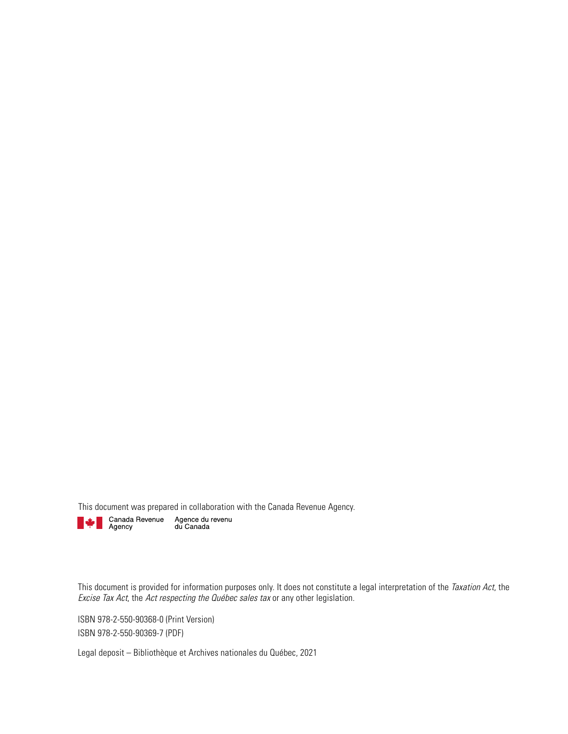This document was prepared in collaboration with the Canada Revenue Agency.

Canada Revenue Agency    Agence du revenu du Canada

This document is provided for information purposes only. It does not constitute a legal interpretation of the *Taxation Act*, the *Excise Tax Act*, the *Act respecting the Québec sales tax* or any other legislation.

ISBN 978-2-550-90368-0 (Print Version)

ISBN 978-2-550-90369-7 (PDF)

Legal deposit – Bibliothèque et Archives nationales du Québec, 2021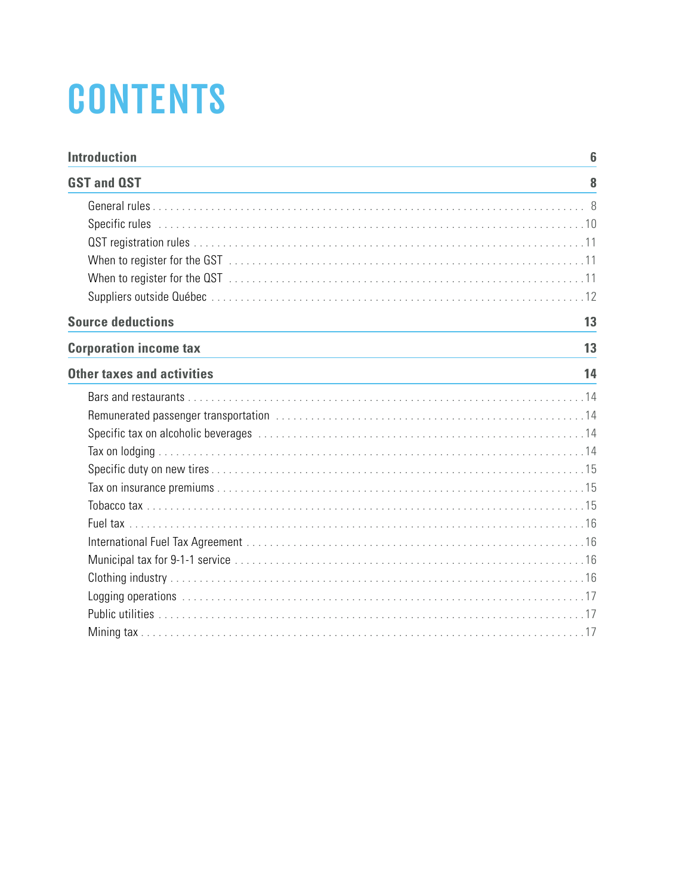# CONTENTS

| | |
|---|---|
| **Introduction** | **6** |
| **GST and QST** | **8** |
| General rules | 8 |
| Specific rules | 10 |
| QST registration rules | 11 |
| When to register for the GST | 11 |
| When to register for the QST | 11 |
| Suppliers outside Québec | 12 |
| **Source deductions** | **13** |
| **Corporation income tax** | **13** |
| **Other taxes and activities** | **14** |
| Bars and restaurants | 14 |
| Remunerated passenger transportation | 14 |
| Specific tax on alcoholic beverages | 14 |
| Tax on lodging | 14 |
| Specific duty on new tires | 15 |
| Tax on insurance premiums | 15 |
| Tobacco tax | 15 |
| Fuel tax | 16 |
| International Fuel Tax Agreement | 16 |
| Municipal tax for 9-1-1 service | 16 |
| Clothing industry | 16 |
| Logging operations | 17 |
| Public utilities | 17 |
| Mining tax | 17 |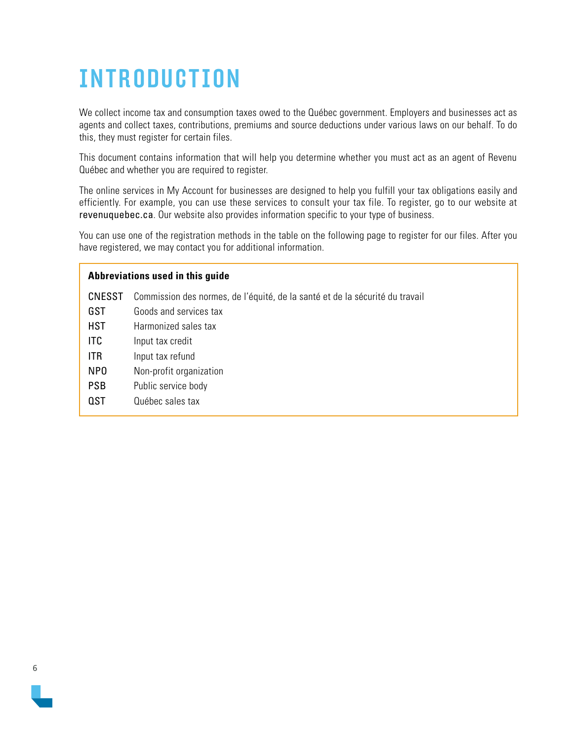# INTRODUCTION

We collect income tax and consumption taxes owed to the Québec government. Employers and businesses act as agents and collect taxes, contributions, premiums and source deductions under various laws on our behalf. To do this, they must register for certain files.

This document contains information that will help you determine whether you must act as an agent of Revenu Québec and whether you are required to register.

The online services in My Account for businesses are designed to help you fulfill your tax obligations easily and efficiently. For example, you can use these services to consult your tax file. To register, go to our website at revenuquebec.ca. Our website also provides information specific to your type of business.

You can use one of the registration methods in the table on the following page to register for our files. After you have registered, we may contact you for additional information.

**Abbreviations used in this guide**

| | |
|---|---|
| CNESST | Commission des normes, de l'équité, de la santé et de la sécurité du travail |
| GST | Goods and services tax |
| HST | Harmonized sales tax |
| ITC | Input tax credit |
| ITR | Input tax refund |
| NPO | Non-profit organization |
| PSB | Public service body |
| QST | Québec sales tax |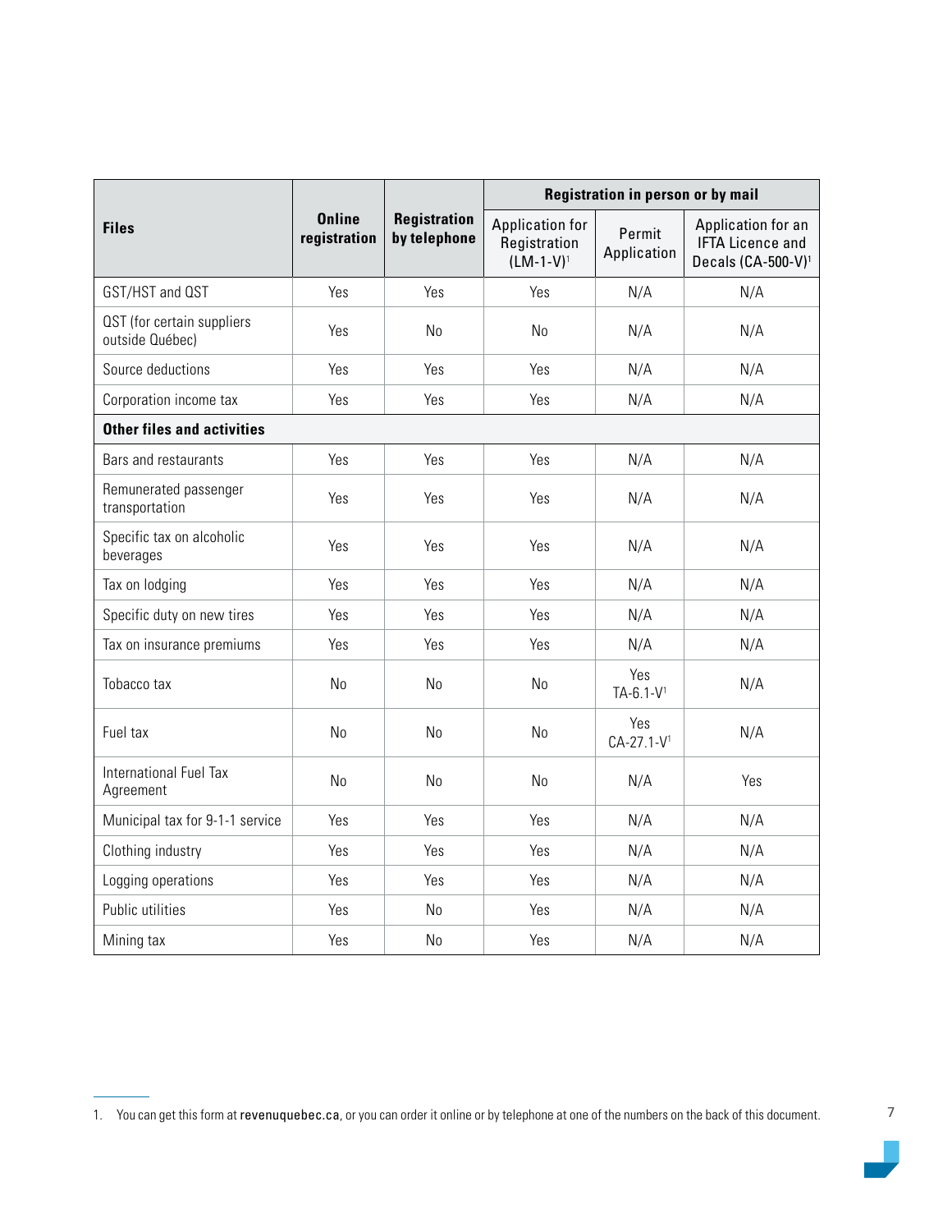| Files | Online registration | Registration by telephone | Registration in person or by mail | | |
|---|---|---|---|---|---|
| | | | Application for Registration (LM-1-V)[1] | Permit Application | Application for an IFTA Licence and Decals (CA-500-V)[1] |
| GST/HST and QST | Yes | Yes | Yes | N/A | N/A |
| QST (for certain suppliers outside Québec) | Yes | No | No | N/A | N/A |
| Source deductions | Yes | Yes | Yes | N/A | N/A |
| Corporation income tax | Yes | Yes | Yes | N/A | N/A |
| **Other files and activities** | | | | | |
| Bars and restaurants | Yes | Yes | Yes | N/A | N/A |
| Remunerated passenger transportation | Yes | Yes | Yes | N/A | N/A |
| Specific tax on alcoholic beverages | Yes | Yes | Yes | N/A | N/A |
| Tax on lodging | Yes | Yes | Yes | N/A | N/A |
| Specific duty on new tires | Yes | Yes | Yes | N/A | N/A |
| Tax on insurance premiums | Yes | Yes | Yes | N/A | N/A |
| Tobacco tax | No | No | No | Yes TA-6.1-V[1] | N/A |
| Fuel tax | No | No | No | Yes CA-27.1-V[1] | N/A |
| International Fuel Tax Agreement | No | No | No | N/A | Yes |
| Municipal tax for 9-1-1 service | Yes | Yes | Yes | N/A | N/A |
| Clothing industry | Yes | Yes | Yes | N/A | N/A |
| Logging operations | Yes | Yes | Yes | N/A | N/A |
| Public utilities | Yes | No | Yes | N/A | N/A |
| Mining tax | Yes | No | Yes | N/A | N/A |

1. You can get this form at **revenuquebec.ca**, or you can order it online or by telephone at one of the numbers on the back of this document.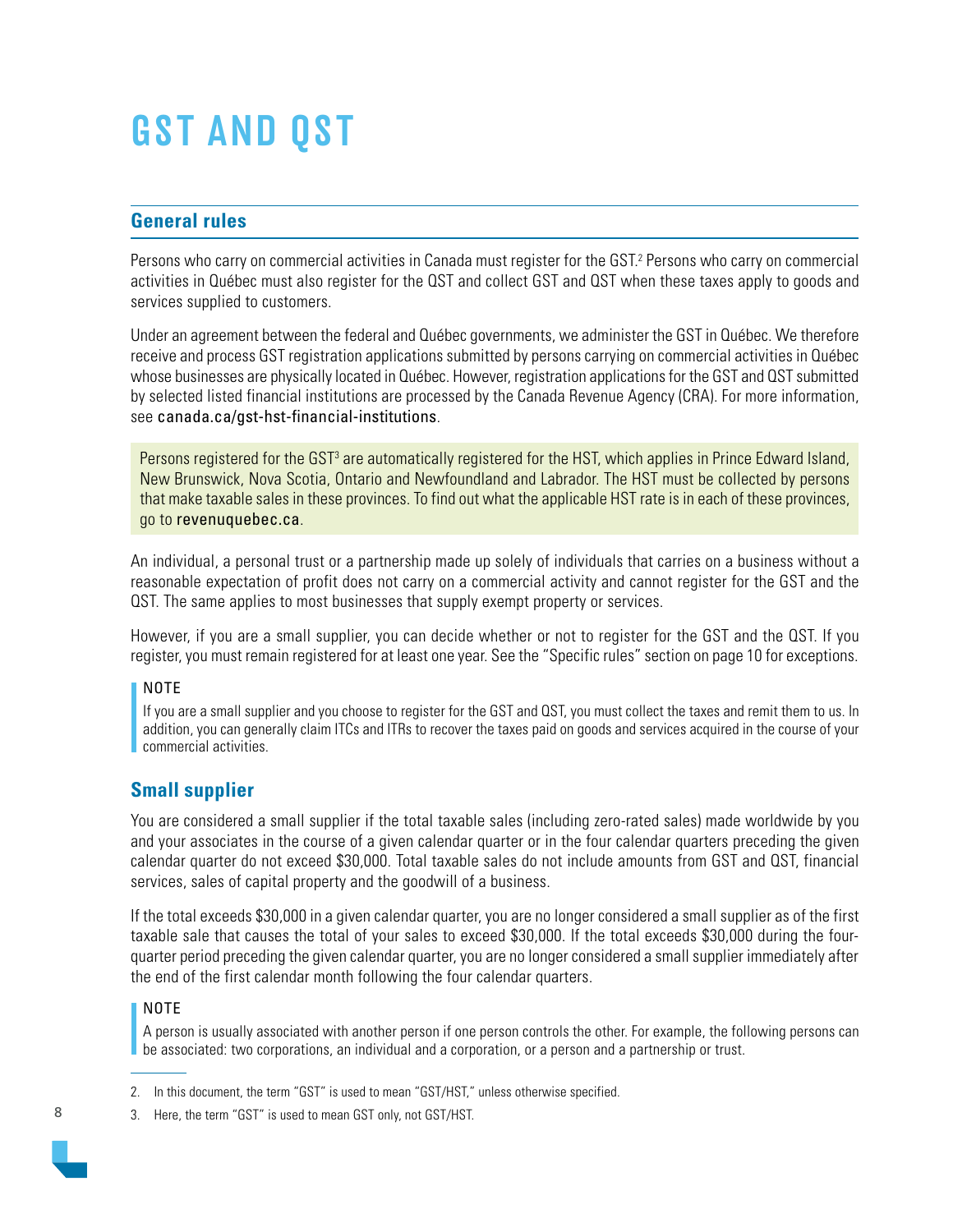# GST AND QST

## General rules

Persons who carry on commercial activities in Canada must register for the GST.[2] Persons who carry on commercial activities in Québec must also register for the QST and collect GST and QST when these taxes apply to goods and services supplied to customers.

Under an agreement between the federal and Québec governments, we administer the GST in Québec. We therefore receive and process GST registration applications submitted by persons carrying on commercial activities in Québec whose businesses are physically located in Québec. However, registration applications for the GST and QST submitted by selected listed financial institutions are processed by the Canada Revenue Agency (CRA). For more information, see canada.ca/gst-hst-financial-institutions.

Persons registered for the GST[3] are automatically registered for the HST, which applies in Prince Edward Island, New Brunswick, Nova Scotia, Ontario and Newfoundland and Labrador. The HST must be collected by persons that make taxable sales in these provinces. To find out what the applicable HST rate is in each of these provinces, go to revenuquebec.ca.

An individual, a personal trust or a partnership made up solely of individuals that carries on a business without a reasonable expectation of profit does not carry on a commercial activity and cannot register for the GST and the QST. The same applies to most businesses that supply exempt property or services.

However, if you are a small supplier, you can decide whether or not to register for the GST and the QST. If you register, you must remain registered for at least one year. See the "Specific rules" section on page 10 for exceptions.

> NOTE
>
> If you are a small supplier and you choose to register for the GST and QST, you must collect the taxes and remit them to us. In addition, you can generally claim ITCs and ITRs to recover the taxes paid on goods and services acquired in the course of your commercial activities.

## Small supplier

You are considered a small supplier if the total taxable sales (including zero-rated sales) made worldwide by you and your associates in the course of a given calendar quarter or in the four calendar quarters preceding the given calendar quarter do not exceed $30,000. Total taxable sales do not include amounts from GST and QST, financial services, sales of capital property and the goodwill of a business.

If the total exceeds $30,000 in a given calendar quarter, you are no longer considered a small supplier as of the first taxable sale that causes the total of your sales to exceed $30,000. If the total exceeds $30,000 during the four-quarter period preceding the given calendar quarter, you are no longer considered a small supplier immediately after the end of the first calendar month following the four calendar quarters.

> NOTE
>
> A person is usually associated with another person if one person controls the other. For example, the following persons can be associated: two corporations, an individual and a corporation, or a person and a partnership or trust.

---

2. In this document, the term "GST" is used to mean "GST/HST," unless otherwise specified.
3. Here, the term "GST" is used to mean GST only, not GST/HST.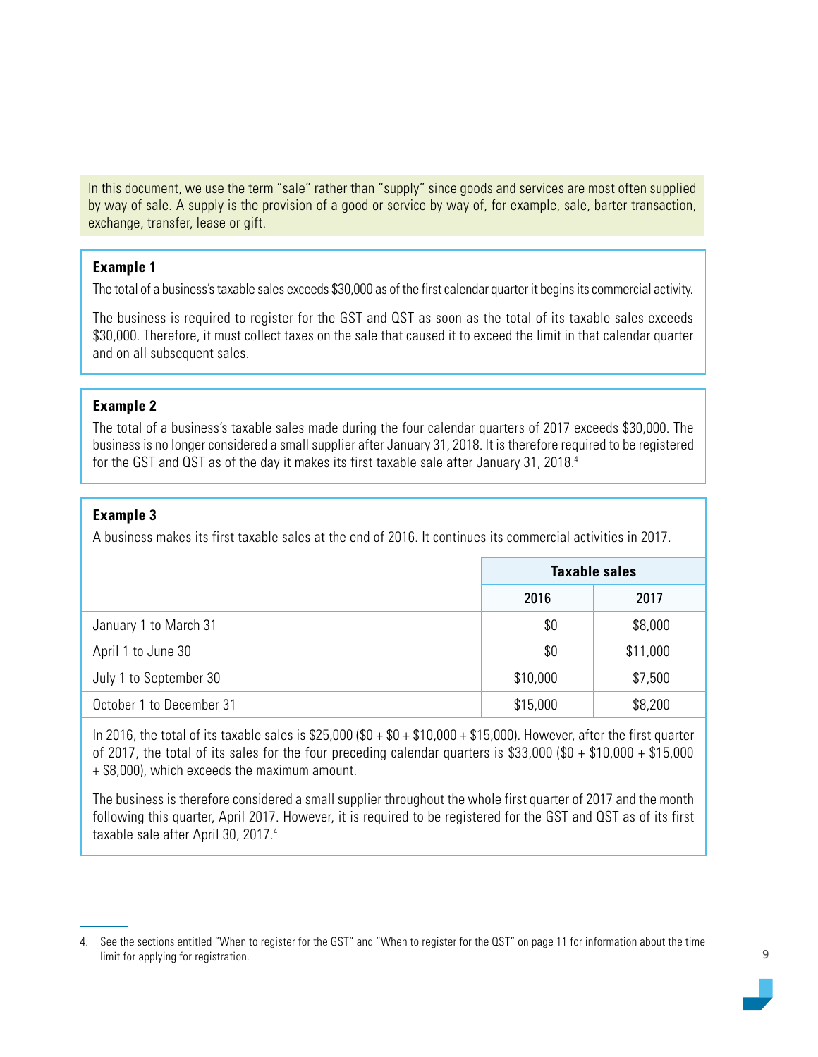In this document, we use the term "sale" rather than "supply" since goods and services are most often supplied by way of sale. A supply is the provision of a good or service by way of, for example, sale, barter transaction, exchange, transfer, lease or gift.

**Example 1**

The total of a business's taxable sales exceeds $30,000 as of the first calendar quarter it begins its commercial activity.

The business is required to register for the GST and QST as soon as the total of its taxable sales exceeds $30,000. Therefore, it must collect taxes on the sale that caused it to exceed the limit in that calendar quarter and on all subsequent sales.

**Example 2**

The total of a business's taxable sales made during the four calendar quarters of 2017 exceeds $30,000. The business is no longer considered a small supplier after January 31, 2018. It is therefore required to be registered for the GST and QST as of the day it makes its first taxable sale after January 31, 2018.[4]

**Example 3**

A business makes its first taxable sales at the end of 2016. It continues its commercial activities in 2017.

| | Taxable sales | |
|---|---|---|
| | 2016 | 2017 |
| January 1 to March 31 | $0 | $8,000 |
| April 1 to June 30 | $0 | $11,000 |
| July 1 to September 30 | $10,000 | $7,500 |
| October 1 to December 31 | $15,000 | $8,200 |

In 2016, the total of its taxable sales is $25,000 ($0 + $0 + $10,000 + $15,000). However, after the first quarter of 2017, the total of its sales for the four preceding calendar quarters is $33,000 ($0 + $10,000 + $15,000 + $8,000), which exceeds the maximum amount.

The business is therefore considered a small supplier throughout the whole first quarter of 2017 and the month following this quarter, April 2017. However, it is required to be registered for the GST and QST as of its first taxable sale after April 30, 2017.[4]

4. See the sections entitled "When to register for the GST" and "When to register for the QST" on page 11 for information about the time limit for applying for registration.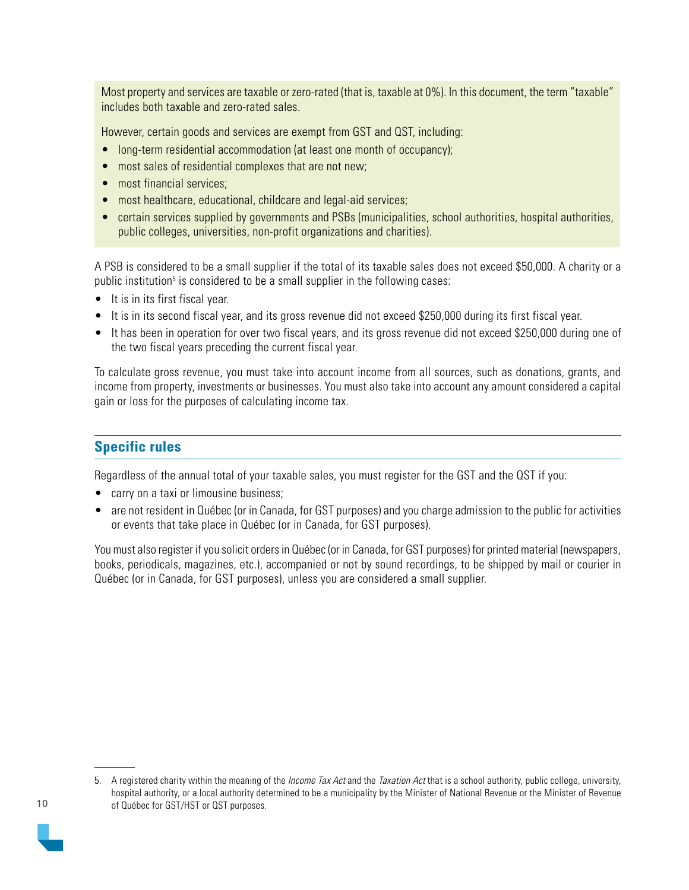Most property and services are taxable or zero-rated (that is, taxable at 0%). In this document, the term "taxable" includes both taxable and zero-rated sales.

However, certain goods and services are exempt from GST and QST, including:

- long-term residential accommodation (at least one month of occupancy);
- most sales of residential complexes that are not new;
- most financial services;
- most healthcare, educational, childcare and legal-aid services;
- certain services supplied by governments and PSBs (municipalities, school authorities, hospital authorities, public colleges, universities, non-profit organizations and charities).

A PSB is considered to be a small supplier if the total of its taxable sales does not exceed $50,000. A charity or a public institution[5] is considered to be a small supplier in the following cases:

- It is in its first fiscal year.
- It is in its second fiscal year, and its gross revenue did not exceed $250,000 during its first fiscal year.
- It has been in operation for over two fiscal years, and its gross revenue did not exceed $250,000 during one of the two fiscal years preceding the current fiscal year.

To calculate gross revenue, you must take into account income from all sources, such as donations, grants, and income from property, investments or businesses. You must also take into account any amount considered a capital gain or loss for the purposes of calculating income tax.

## Specific rules

Regardless of the annual total of your taxable sales, you must register for the GST and the QST if you:

- carry on a taxi or limousine business;
- are not resident in Québec (or in Canada, for GST purposes) and you charge admission to the public for activities or events that take place in Québec (or in Canada, for GST purposes).

You must also register if you solicit orders in Québec (or in Canada, for GST purposes) for printed material (newspapers, books, periodicals, magazines, etc.), accompanied or not by sound recordings, to be shipped by mail or courier in Québec (or in Canada, for GST purposes), unless you are considered a small supplier.

---

5. A registered charity within the meaning of the *Income Tax Act* and the *Taxation Act* that is a school authority, public college, university, hospital authority, or a local authority determined to be a municipality by the Minister of National Revenue or the Minister of Revenue of Québec for GST/HST or QST purposes.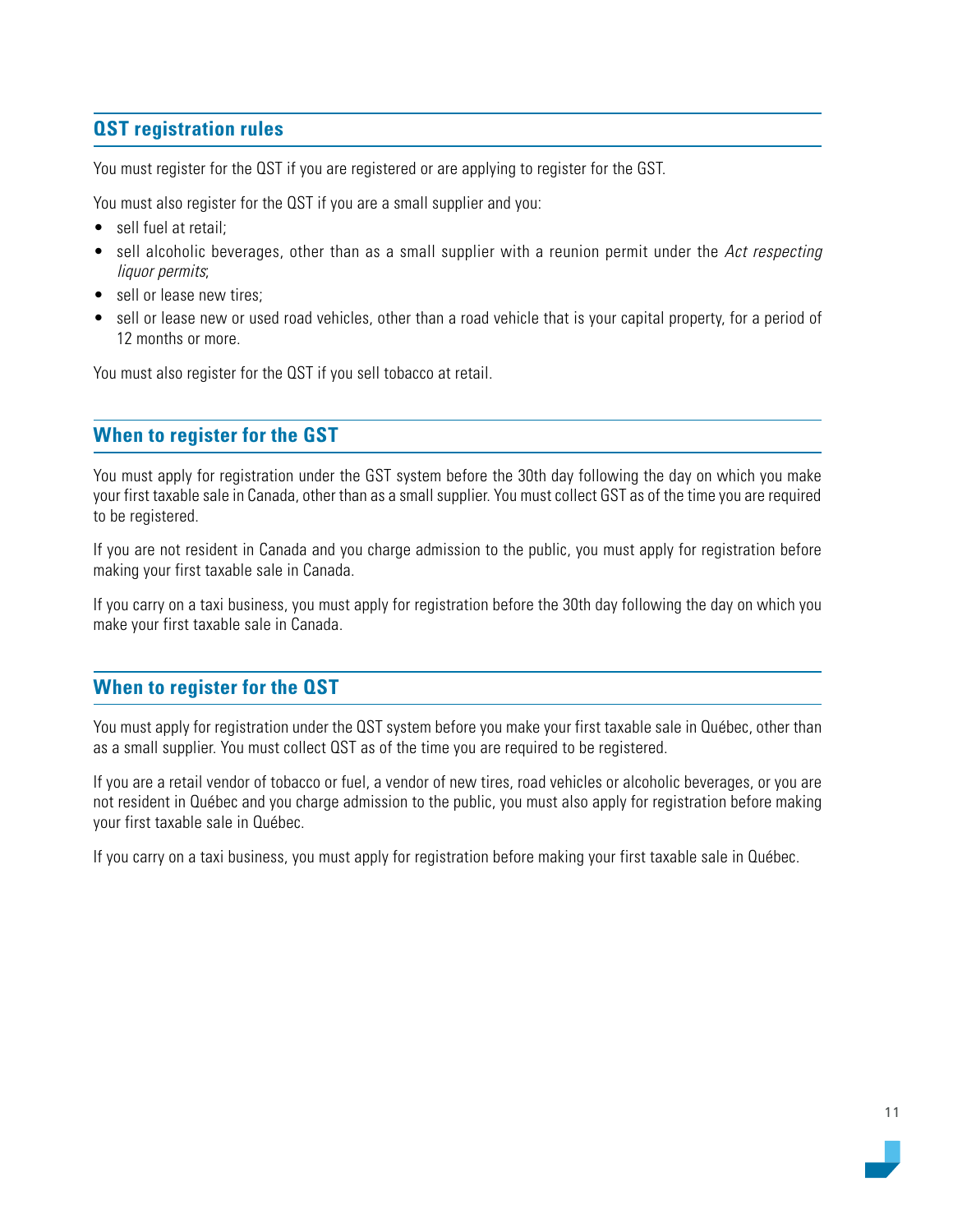## QST registration rules

You must register for the QST if you are registered or are applying to register for the GST.

You must also register for the QST if you are a small supplier and you:

- sell fuel at retail;
- sell alcoholic beverages, other than as a small supplier with a reunion permit under the *Act respecting liquor permits*;
- sell or lease new tires;
- sell or lease new or used road vehicles, other than a road vehicle that is your capital property, for a period of 12 months or more.

You must also register for the QST if you sell tobacco at retail.

## When to register for the GST

You must apply for registration under the GST system before the 30th day following the day on which you make your first taxable sale in Canada, other than as a small supplier. You must collect GST as of the time you are required to be registered.

If you are not resident in Canada and you charge admission to the public, you must apply for registration before making your first taxable sale in Canada.

If you carry on a taxi business, you must apply for registration before the 30th day following the day on which you make your first taxable sale in Canada.

## When to register for the QST

You must apply for registration under the QST system before you make your first taxable sale in Québec, other than as a small supplier. You must collect QST as of the time you are required to be registered.

If you are a retail vendor of tobacco or fuel, a vendor of new tires, road vehicles or alcoholic beverages, or you are not resident in Québec and you charge admission to the public, you must also apply for registration before making your first taxable sale in Québec.

If you carry on a taxi business, you must apply for registration before making your first taxable sale in Québec.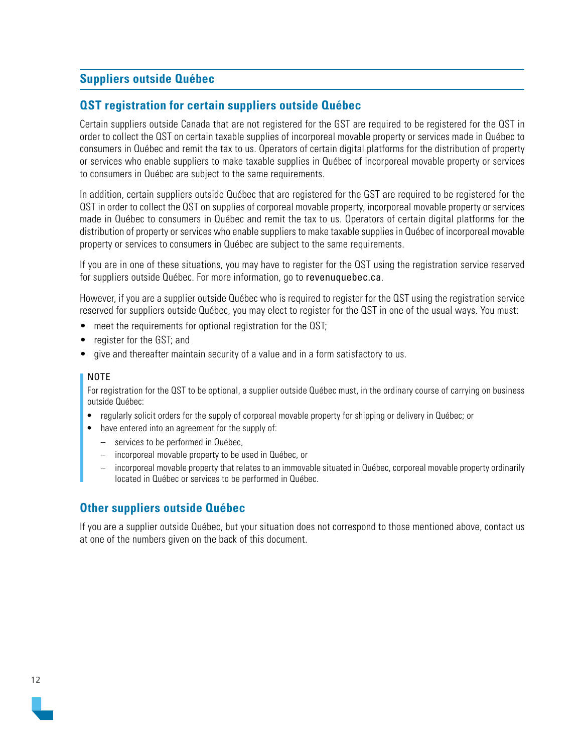## Suppliers outside Québec

### QST registration for certain suppliers outside Québec

Certain suppliers outside Canada that are not registered for the GST are required to be registered for the QST in order to collect the QST on certain taxable supplies of incorporeal movable property or services made in Québec to consumers in Québec and remit the tax to us. Operators of certain digital platforms for the distribution of property or services who enable suppliers to make taxable supplies in Québec of incorporeal movable property or services to consumers in Québec are subject to the same requirements.

In addition, certain suppliers outside Québec that are registered for the GST are required to be registered for the QST in order to collect the QST on supplies of corporeal movable property, incorporeal movable property or services made in Québec to consumers in Québec and remit the tax to us. Operators of certain digital platforms for the distribution of property or services who enable suppliers to make taxable supplies in Québec of incorporeal movable property or services to consumers in Québec are subject to the same requirements.

If you are in one of these situations, you may have to register for the QST using the registration service reserved for suppliers outside Québec. For more information, go to revenuquebec.ca.

However, if you are a supplier outside Québec who is required to register for the QST using the registration service reserved for suppliers outside Québec, you may elect to register for the QST in one of the usual ways. You must:

- meet the requirements for optional registration for the QST;
- register for the GST; and
- give and thereafter maintain security of a value and in a form satisfactory to us.

> NOTE
>
> For registration for the QST to be optional, a supplier outside Québec must, in the ordinary course of carrying on business outside Québec:
>
> - regularly solicit orders for the supply of corporeal movable property for shipping or delivery in Québec; or
> - have entered into an agreement for the supply of:
>   - services to be performed in Québec,
>   - incorporeal movable property to be used in Québec, or
>   - incorporeal movable property that relates to an immovable situated in Québec, corporeal movable property ordinarily located in Québec or services to be performed in Québec.

### Other suppliers outside Québec

If you are a supplier outside Québec, but your situation does not correspond to those mentioned above, contact us at one of the numbers given on the back of this document.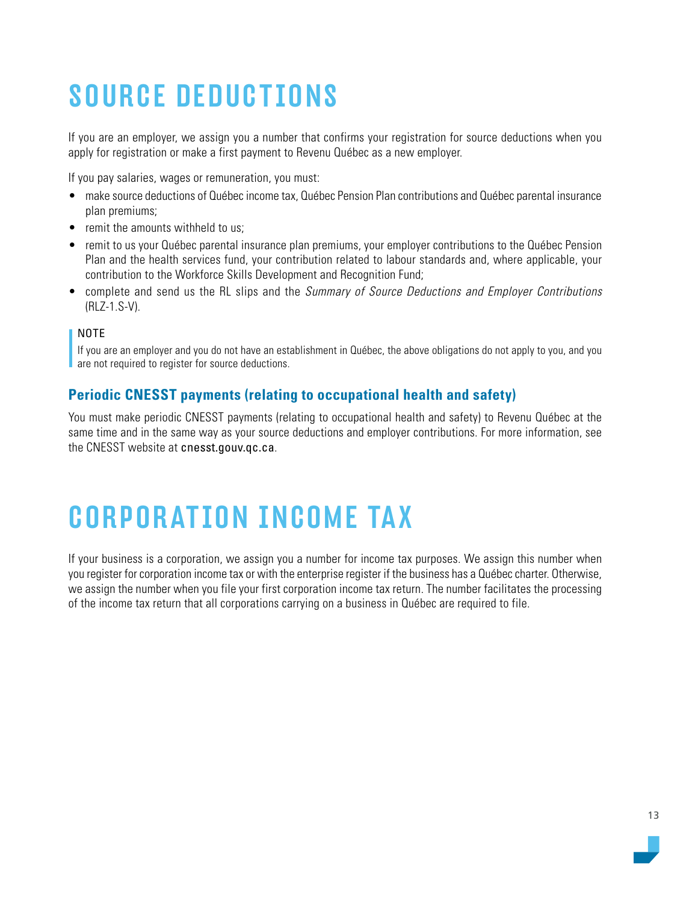# SOURCE DEDUCTIONS

If you are an employer, we assign you a number that confirms your registration for source deductions when you apply for registration or make a first payment to Revenu Québec as a new employer.

If you pay salaries, wages or remuneration, you must:

- make source deductions of Québec income tax, Québec Pension Plan contributions and Québec parental insurance plan premiums;
- remit the amounts withheld to us;
- remit to us your Québec parental insurance plan premiums, your employer contributions to the Québec Pension Plan and the health services fund, your contribution related to labour standards and, where applicable, your contribution to the Workforce Skills Development and Recognition Fund;
- complete and send us the RL slips and the *Summary of Source Deductions and Employer Contributions* (RLZ-1.S-V).

> NOTE
>
> If you are an employer and you do not have an establishment in Québec, the above obligations do not apply to you, and you are not required to register for source deductions.

### Periodic CNESST payments (relating to occupational health and safety)

You must make periodic CNESST payments (relating to occupational health and safety) to Revenu Québec at the same time and in the same way as your source deductions and employer contributions. For more information, see the CNESST website at cnesst.gouv.qc.ca.

# CORPORATION INCOME TAX

If your business is a corporation, we assign you a number for income tax purposes. We assign this number when you register for corporation income tax or with the enterprise register if the business has a Québec charter. Otherwise, we assign the number when you file your first corporation income tax return. The number facilitates the processing of the income tax return that all corporations carrying on a business in Québec are required to file.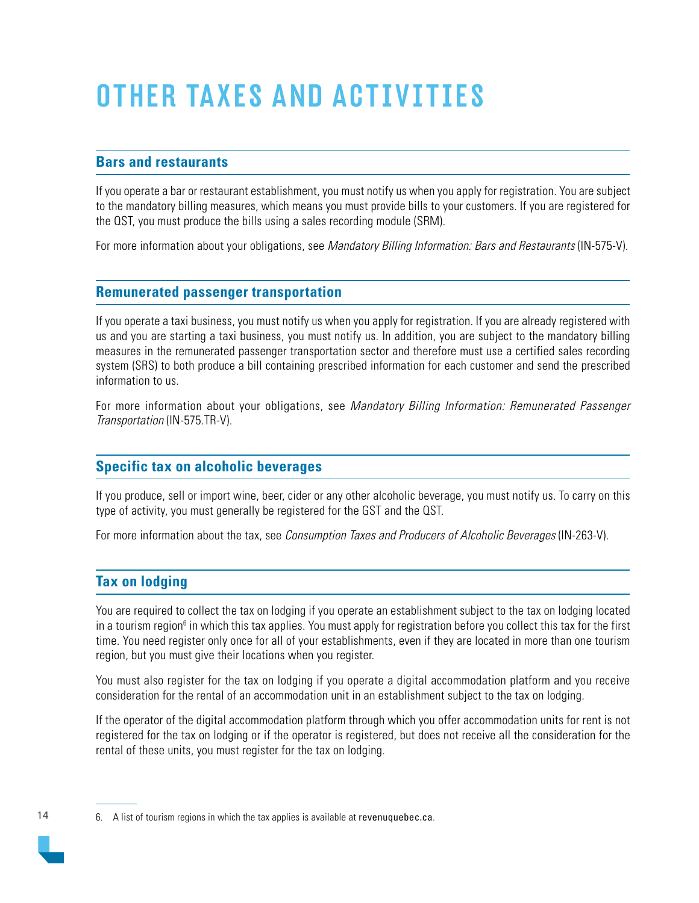# OTHER TAXES AND ACTIVITIES

## Bars and restaurants

If you operate a bar or restaurant establishment, you must notify us when you apply for registration. You are subject to the mandatory billing measures, which means you must provide bills to your customers. If you are registered for the QST, you must produce the bills using a sales recording module (SRM).

For more information about your obligations, see *Mandatory Billing Information: Bars and Restaurants* (IN-575-V).

## Remunerated passenger transportation

If you operate a taxi business, you must notify us when you apply for registration. If you are already registered with us and you are starting a taxi business, you must notify us. In addition, you are subject to the mandatory billing measures in the remunerated passenger transportation sector and therefore must use a certified sales recording system (SRS) to both produce a bill containing prescribed information for each customer and send the prescribed information to us.

For more information about your obligations, see *Mandatory Billing Information: Remunerated Passenger Transportation* (IN-575.TR-V).

## Specific tax on alcoholic beverages

If you produce, sell or import wine, beer, cider or any other alcoholic beverage, you must notify us. To carry on this type of activity, you must generally be registered for the GST and the QST.

For more information about the tax, see *Consumption Taxes and Producers of Alcoholic Beverages* (IN-263-V).

## Tax on lodging

You are required to collect the tax on lodging if you operate an establishment subject to the tax on lodging located in a tourism region[6] in which this tax applies. You must apply for registration before you collect this tax for the first time. You need register only once for all of your establishments, even if they are located in more than one tourism region, but you must give their locations when you register.

You must also register for the tax on lodging if you operate a digital accommodation platform and you receive consideration for the rental of an accommodation unit in an establishment subject to the tax on lodging.

If the operator of the digital accommodation platform through which you offer accommodation units for rent is not registered for the tax on lodging or if the operator is registered, but does not receive all the consideration for the rental of these units, you must register for the tax on lodging.

---

6. A list of tourism regions in which the tax applies is available at revenuquebec.ca.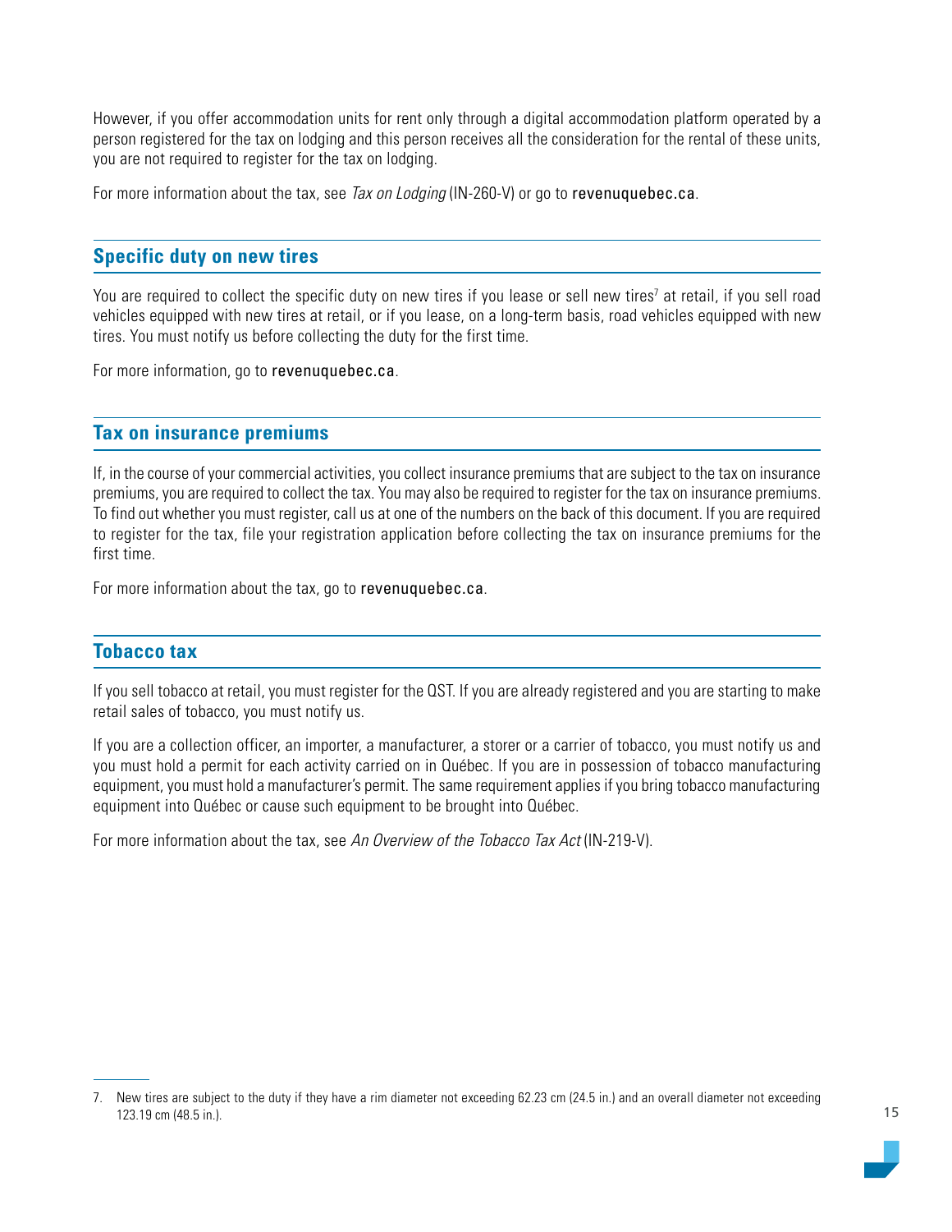However, if you offer accommodation units for rent only through a digital accommodation platform operated by a person registered for the tax on lodging and this person receives all the consideration for the rental of these units, you are not required to register for the tax on lodging.

For more information about the tax, see *Tax on Lodging* (IN-260-V) or go to revenuquebec.ca.

## Specific duty on new tires

You are required to collect the specific duty on new tires if you lease or sell new tires[7] at retail, if you sell road vehicles equipped with new tires at retail, or if you lease, on a long-term basis, road vehicles equipped with new tires. You must notify us before collecting the duty for the first time.

For more information, go to revenuquebec.ca.

## Tax on insurance premiums

If, in the course of your commercial activities, you collect insurance premiums that are subject to the tax on insurance premiums, you are required to collect the tax. You may also be required to register for the tax on insurance premiums. To find out whether you must register, call us at one of the numbers on the back of this document. If you are required to register for the tax, file your registration application before collecting the tax on insurance premiums for the first time.

For more information about the tax, go to revenuquebec.ca.

## Tobacco tax

If you sell tobacco at retail, you must register for the QST. If you are already registered and you are starting to make retail sales of tobacco, you must notify us.

If you are a collection officer, an importer, a manufacturer, a storer or a carrier of tobacco, you must notify us and you must hold a permit for each activity carried on in Québec. If you are in possession of tobacco manufacturing equipment, you must hold a manufacturer's permit. The same requirement applies if you bring tobacco manufacturing equipment into Québec or cause such equipment to be brought into Québec.

For more information about the tax, see *An Overview of the Tobacco Tax Act* (IN-219-V).

---

7. New tires are subject to the duty if they have a rim diameter not exceeding 62.23 cm (24.5 in.) and an overall diameter not exceeding 123.19 cm (48.5 in.).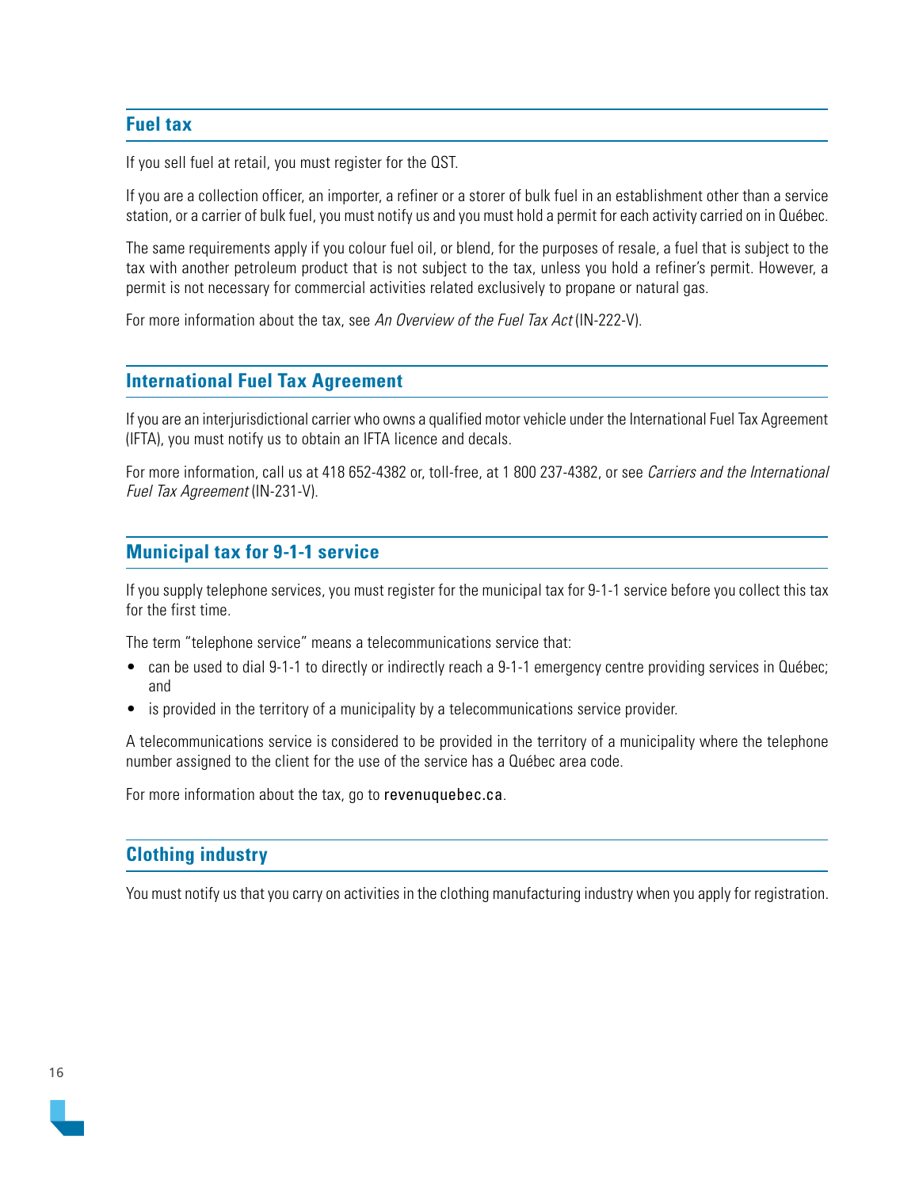## Fuel tax

If you sell fuel at retail, you must register for the QST.

If you are a collection officer, an importer, a refiner or a storer of bulk fuel in an establishment other than a service station, or a carrier of bulk fuel, you must notify us and you must hold a permit for each activity carried on in Québec.

The same requirements apply if you colour fuel oil, or blend, for the purposes of resale, a fuel that is subject to the tax with another petroleum product that is not subject to the tax, unless you hold a refiner's permit. However, a permit is not necessary for commercial activities related exclusively to propane or natural gas.

For more information about the tax, see *An Overview of the Fuel Tax Act* (IN-222-V).

## International Fuel Tax Agreement

If you are an interjurisdictional carrier who owns a qualified motor vehicle under the International Fuel Tax Agreement (IFTA), you must notify us to obtain an IFTA licence and decals.

For more information, call us at 418 652-4382 or, toll-free, at 1 800 237-4382, or see *Carriers and the International Fuel Tax Agreement* (IN-231-V).

## Municipal tax for 9-1-1 service

If you supply telephone services, you must register for the municipal tax for 9-1-1 service before you collect this tax for the first time.

The term "telephone service" means a telecommunications service that:

- can be used to dial 9-1-1 to directly or indirectly reach a 9-1-1 emergency centre providing services in Québec; and
- is provided in the territory of a municipality by a telecommunications service provider.

A telecommunications service is considered to be provided in the territory of a municipality where the telephone number assigned to the client for the use of the service has a Québec area code.

For more information about the tax, go to revenuquebec.ca.

## Clothing industry

You must notify us that you carry on activities in the clothing manufacturing industry when you apply for registration.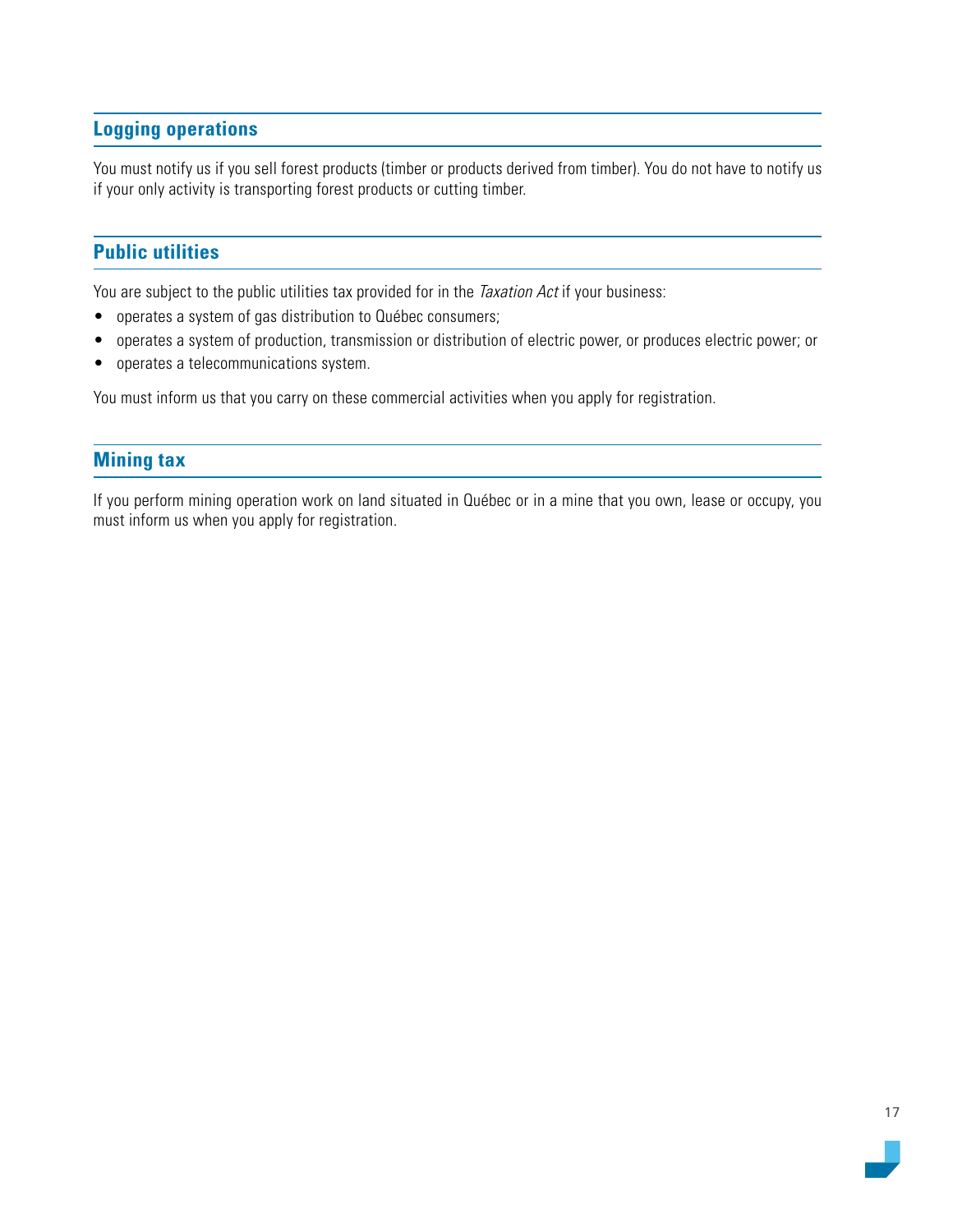## Logging operations

You must notify us if you sell forest products (timber or products derived from timber). You do not have to notify us if your only activity is transporting forest products or cutting timber.

## Public utilities

You are subject to the public utilities tax provided for in the *Taxation Act* if your business:

- operates a system of gas distribution to Québec consumers;
- operates a system of production, transmission or distribution of electric power, or produces electric power; or
- operates a telecommunications system.

You must inform us that you carry on these commercial activities when you apply for registration.

## Mining tax

If you perform mining operation work on land situated in Québec or in a mine that you own, lease or occupy, you must inform us when you apply for registration.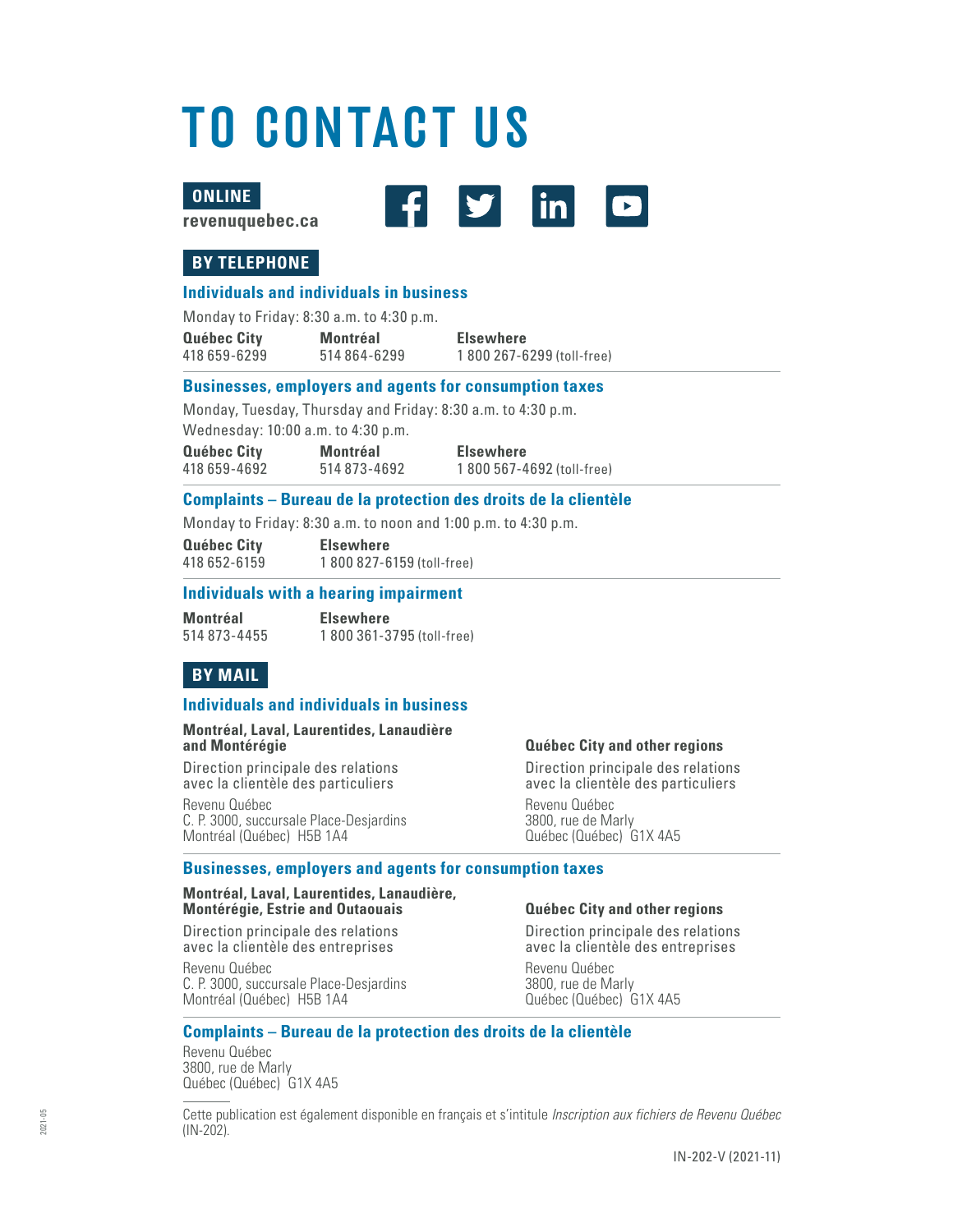# TO CONTACT US

## ONLINE

**revenuquebec.ca**

## BY TELEPHONE

### Individuals and individuals in business

Monday to Friday: 8:30 a.m. to 4:30 p.m.

| Québec City | Montréal | Elsewhere |
| --- | --- | --- |
| 418 659-6299 | 514 864-6299 | 1 800 267-6299 (toll-free) |

### Businesses, employers and agents for consumption taxes

Monday, Tuesday, Thursday and Friday: 8:30 a.m. to 4:30 p.m.
Wednesday: 10:00 a.m. to 4:30 p.m.

| Québec City | Montréal | Elsewhere |
| --- | --- | --- |
| 418 659-4692 | 514 873-4692 | 1 800 567-4692 (toll-free) |

### Complaints – Bureau de la protection des droits de la clientèle

Monday to Friday: 8:30 a.m. to noon and 1:00 p.m. to 4:30 p.m.

| Québec City | Elsewhere |
| --- | --- |
| 418 652-6159 | 1 800 827-6159 (toll-free) |

### Individuals with a hearing impairment

| Montréal | Elsewhere |
| --- | --- |
| 514 873-4455 | 1 800 361-3795 (toll-free) |

## BY MAIL

### Individuals and individuals in business

**Montréal, Laval, Laurentides, Lanaudière and Montérégie**

Direction principale des relations avec la clientèle des particuliers
Revenu Québec
C. P. 3000, succursale Place-Desjardins
Montréal (Québec) H5B 1A4

**Québec City and other regions**

Direction principale des relations avec la clientèle des particuliers
Revenu Québec
3800, rue de Marly
Québec (Québec) G1X 4A5

### Businesses, employers and agents for consumption taxes

**Montréal, Laval, Laurentides, Lanaudière, Montérégie, Estrie and Outaouais**

Direction principale des relations avec la clientèle des entreprises
Revenu Québec
C. P. 3000, succursale Place-Desjardins
Montréal (Québec) H5B 1A4

**Québec City and other regions**

Direction principale des relations avec la clientèle des entreprises
Revenu Québec
3800, rue de Marly
Québec (Québec) G1X 4A5

### Complaints – Bureau de la protection des droits de la clientèle

Revenu Québec
3800, rue de Marly
Québec (Québec) G1X 4A5

---

Cette publication est également disponible en français et s'intitule *Inscription aux fichiers de Revenu Québec* (IN-202).

IN-202-V (2021-11)